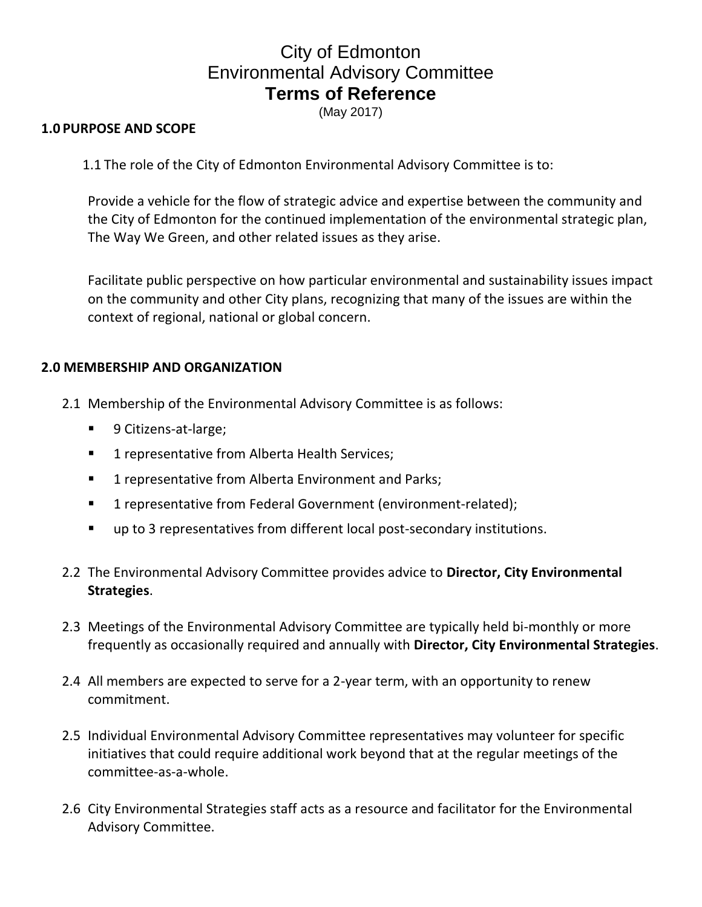# City of Edmonton
# Environmental Advisory Committee
# Terms of Reference

(May 2017)

## 1.0 PURPOSE AND SCOPE

1.1 The role of the City of Edmonton Environmental Advisory Committee is to:

Provide a vehicle for the flow of strategic advice and expertise between the community and the City of Edmonton for the continued implementation of the environmental strategic plan, The Way We Green, and other related issues as they arise.

Facilitate public perspective on how particular environmental and sustainability issues impact on the community and other City plans, recognizing that many of the issues are within the context of regional, national or global concern.

## 2.0 MEMBERSHIP AND ORGANIZATION

2.1 Membership of the Environmental Advisory Committee is as follows:

- 9 Citizens-at-large;
- 1 representative from Alberta Health Services;
- 1 representative from Alberta Environment and Parks;
- 1 representative from Federal Government (environment-related);
- up to 3 representatives from different local post-secondary institutions.

2.2 The Environmental Advisory Committee provides advice to **Director, City Environmental Strategies**.

2.3 Meetings of the Environmental Advisory Committee are typically held bi-monthly or more frequently as occasionally required and annually with **Director, City Environmental Strategies**.

2.4 All members are expected to serve for a 2-year term, with an opportunity to renew commitment.

2.5 Individual Environmental Advisory Committee representatives may volunteer for specific initiatives that could require additional work beyond that at the regular meetings of the committee-as-a-whole.

2.6 City Environmental Strategies staff acts as a resource and facilitator for the Environmental Advisory Committee.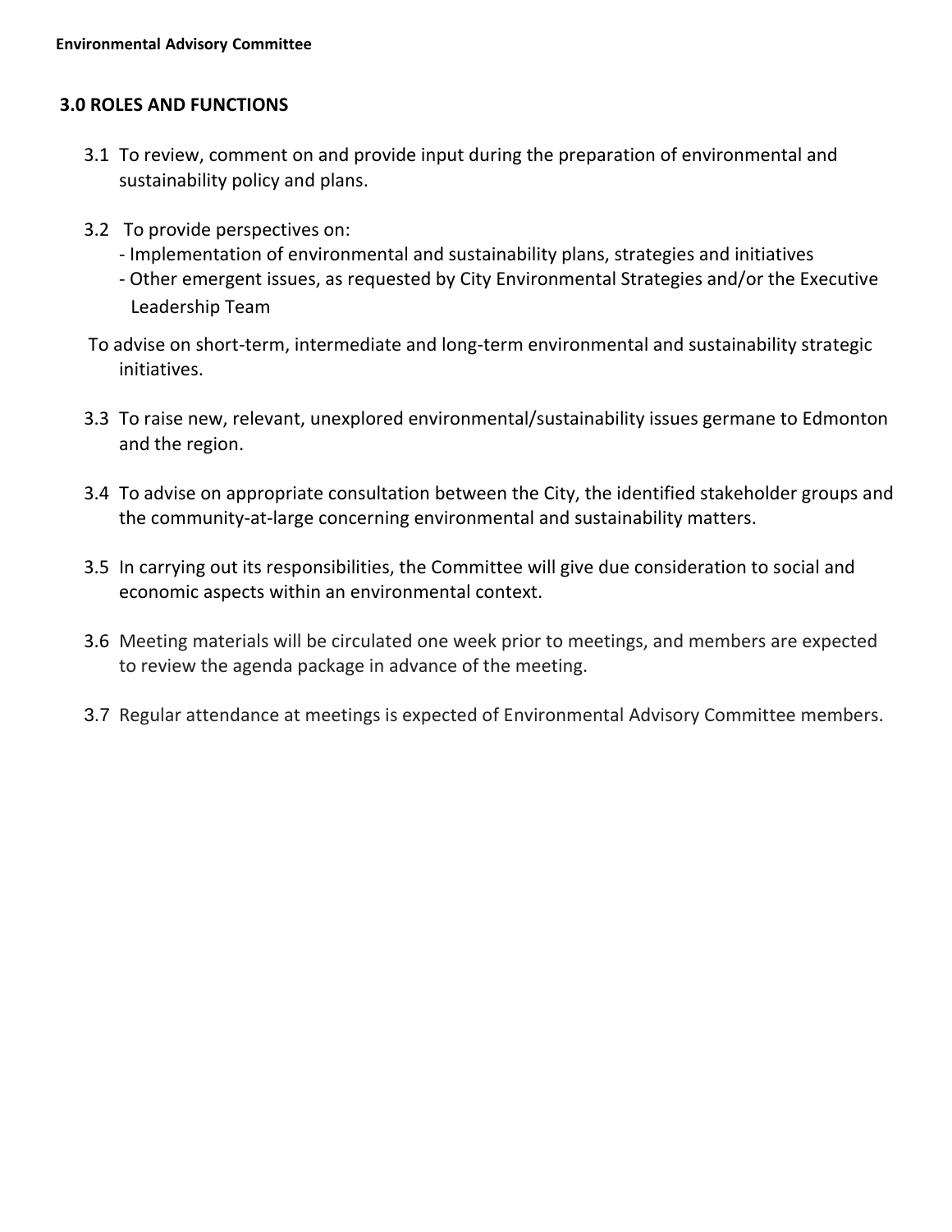## 3.0 ROLES AND FUNCTIONS

3.1 To review, comment on and provide input during the preparation of environmental and sustainability policy and plans.

3.2 To provide perspectives on:
- Implementation of environmental and sustainability plans, strategies and initiatives
- Other emergent issues, as requested by City Environmental Strategies and/or the Executive Leadership Team

To advise on short-term, intermediate and long-term environmental and sustainability strategic initiatives.

3.3 To raise new, relevant, unexplored environmental/sustainability issues germane to Edmonton and the region.

3.4 To advise on appropriate consultation between the City, the identified stakeholder groups and the community-at-large concerning environmental and sustainability matters.

3.5 In carrying out its responsibilities, the Committee will give due consideration to social and economic aspects within an environmental context.

3.6 Meeting materials will be circulated one week prior to meetings, and members are expected to review the agenda package in advance of the meeting.

3.7 Regular attendance at meetings is expected of Environmental Advisory Committee members.